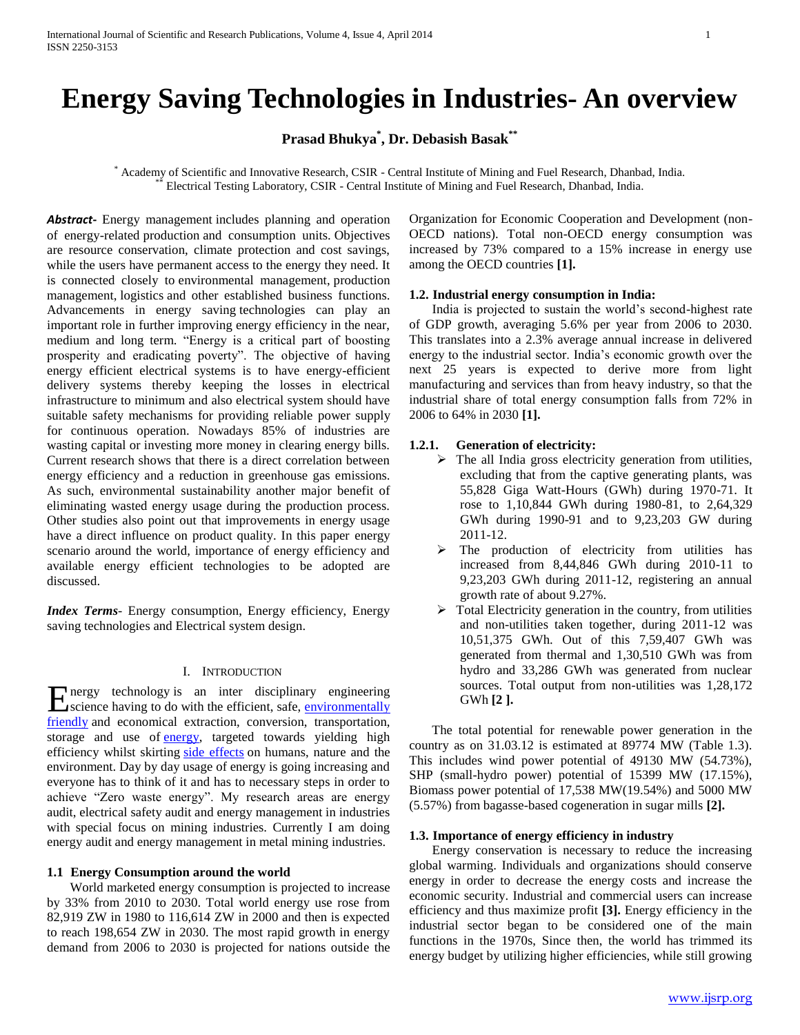// Energy Saving Technologies in Industries- An overview

**Prasad Bhukya*, Dr. Debasish Basak****

* Academy of Scientific and Innovative Research, CSIR - Central Institute of Mining and Fuel Research, Dhanbad, India.
** Electrical Testing Laboratory, CSIR - Central Institute of Mining and Fuel Research, Dhanbad, India.

***Abstract-*** Energy management includes planning and operation of energy-related production and consumption units. Objectives are resource conservation, climate protection and cost savings, while the users have permanent access to the energy they need. It is connected closely to environmental management, production management, logistics and other established business functions. Advancements in energy saving technologies can play an important role in further improving energy efficiency in the near, medium and long term. "Energy is a critical part of boosting prosperity and eradicating poverty". The objective of having energy efficient electrical systems is to have energy-efficient delivery systems thereby keeping the losses in electrical infrastructure to minimum and also electrical system should have suitable safety mechanisms for providing reliable power supply for continuous operation. Nowadays 85% of industries are wasting capital or investing more money in clearing energy bills. Current research shows that there is a direct correlation between energy efficiency and a reduction in greenhouse gas emissions. As such, environmental sustainability another major benefit of eliminating wasted energy usage during the production process. Other studies also point out that improvements in energy usage have a direct influence on product quality. In this paper energy scenario around the world, importance of energy efficiency and available energy efficient technologies to be adopted are discussed.

***Index Terms-*** Energy consumption, Energy efficiency, Energy saving technologies and Electrical system design.

## I. Introduction

Energy technology is an inter disciplinary engineering science having to do with the efficient, safe, environmentally friendly and economical extraction, conversion, transportation, storage and use of energy, targeted towards yielding high efficiency whilst skirting side effects on humans, nature and the environment. Day by day usage of energy is going increasing and everyone has to think of it and has to necessary steps in order to achieve "Zero waste energy". My research areas are energy audit, electrical safety audit and energy management in industries with special focus on mining industries. Currently I am doing energy audit and energy management in metal mining industries.

### 1.1 Energy Consumption around the world

World marketed energy consumption is projected to increase by 33% from 2010 to 2030. Total world energy use rose from 82,919 ZW in 1980 to 116,614 ZW in 2000 and then is expected to reach 198,654 ZW in 2030. The most rapid growth in energy demand from 2006 to 2030 is projected for nations outside the Organization for Economic Cooperation and Development (non-OECD nations). Total non-OECD energy consumption was increased by 73% compared to a 15% increase in energy use among the OECD countries **[1].**

### 1.2. Industrial energy consumption in India:

India is projected to sustain the world's second-highest rate of GDP growth, averaging 5.6% per year from 2006 to 2030. This translates into a 2.3% average annual increase in delivered energy to the industrial sector. India's economic growth over the next 25 years is expected to derive more from light manufacturing and services than from heavy industry, so that the industrial share of total energy consumption falls from 72% in 2006 to 64% in 2030 **[1].**

#### 1.2.1. Generation of electricity:

- The all India gross electricity generation from utilities, excluding that from the captive generating plants, was 55,828 Giga Watt-Hours (GWh) during 1970-71. It rose to 1,10,844 GWh during 1980-81, to 2,64,329 GWh during 1990-91 and to 9,23,203 GW during 2011-12.
- The production of electricity from utilities has increased from 8,44,846 GWh during 2010-11 to 9,23,203 GWh during 2011-12, registering an annual growth rate of about 9.27%.
- Total Electricity generation in the country, from utilities and non-utilities taken together, during 2011-12 was 10,51,375 GWh. Out of this 7,59,407 GWh was generated from thermal and 1,30,510 GWh was from hydro and 33,286 GWh was generated from nuclear sources. Total output from non-utilities was 1,28,172 GWh **[2 ].**

The total potential for renewable power generation in the country as on 31.03.12 is estimated at 89774 MW (Table 1.3). This includes wind power potential of 49130 MW (54.73%), SHP (small-hydro power) potential of 15399 MW (17.15%), Biomass power potential of 17,538 MW(19.54%) and 5000 MW (5.57%) from bagasse-based cogeneration in sugar mills **[2].**

### 1.3. Importance of energy efficiency in industry

Energy conservation is necessary to reduce the increasing global warming. Individuals and organizations should conserve energy in order to decrease the energy costs and increase the economic security. Industrial and commercial users can increase efficiency and thus maximize profit **[3].** Energy efficiency in the industrial sector began to be considered one of the main functions in the 1970s, Since then, the world has trimmed its energy budget by utilizing higher efficiencies, while still growing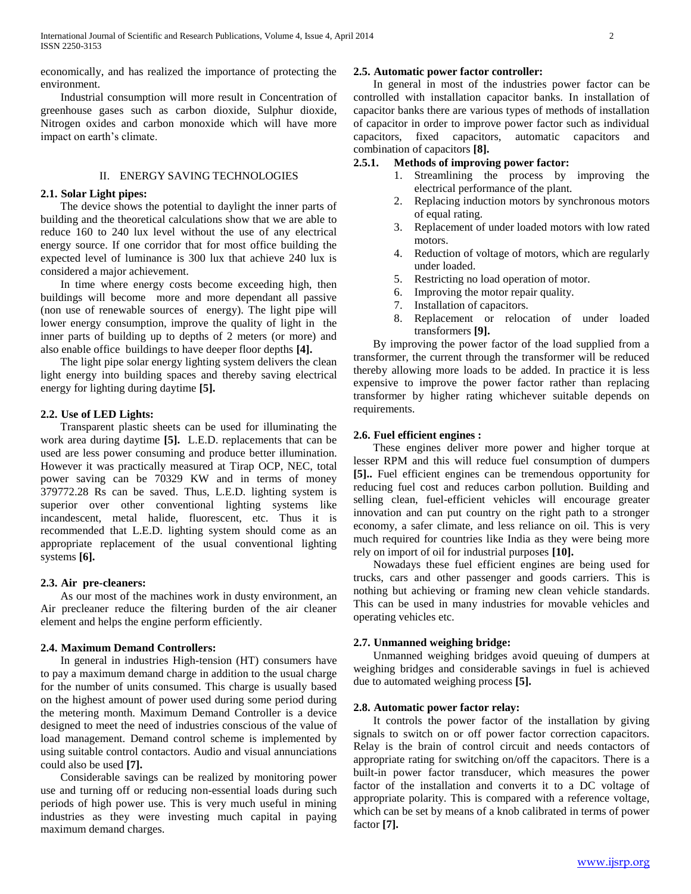economically, and has realized the importance of protecting the environment.

Industrial consumption will more result in Concentration of greenhouse gases such as carbon dioxide, Sulphur dioxide, Nitrogen oxides and carbon monoxide which will have more impact on earth's climate.

## II. ENERGY SAVING TECHNOLOGIES

### 2.1. Solar Light pipes:

The device shows the potential to daylight the inner parts of building and the theoretical calculations show that we are able to reduce 160 to 240 lux level without the use of any electrical energy source. If one corridor that for most office building the expected level of luminance is 300 lux that achieve 240 lux is considered a major achievement.

In time where energy costs become exceeding high, then buildings will become more and more dependant all passive (non use of renewable sources of energy). The light pipe will lower energy consumption, improve the quality of light in the inner parts of building up to depths of 2 meters (or more) and also enable office buildings to have deeper floor depths **[4].**

The light pipe solar energy lighting system delivers the clean light energy into building spaces and thereby saving electrical energy for lighting during daytime **[5].**

### 2.2. Use of LED Lights:

Transparent plastic sheets can be used for illuminating the work area during daytime **[5].** L.E.D. replacements that can be used are less power consuming and produce better illumination. However it was practically measured at Tirap OCP, NEC, total power saving can be 70329 KW and in terms of money 379772.28 Rs can be saved. Thus, L.E.D. lighting system is superior over other conventional lighting systems like incandescent, metal halide, fluorescent, etc. Thus it is recommended that L.E.D. lighting system should come as an appropriate replacement of the usual conventional lighting systems **[6].**

### 2.3. Air pre-cleaners:

As our most of the machines work in dusty environment, an Air precleaner reduce the filtering burden of the air cleaner element and helps the engine perform efficiently.

### 2.4. Maximum Demand Controllers:

In general in industries High-tension (HT) consumers have to pay a maximum demand charge in addition to the usual charge for the number of units consumed. This charge is usually based on the highest amount of power used during some period during the metering month. Maximum Demand Controller is a device designed to meet the need of industries conscious of the value of load management. Demand control scheme is implemented by using suitable control contactors. Audio and visual annunciations could also be used **[7].**

Considerable savings can be realized by monitoring power use and turning off or reducing non-essential loads during such periods of high power use. This is very much useful in mining industries as they were investing much capital in paying maximum demand charges.

### 2.5. Automatic power factor controller:

In general in most of the industries power factor can be controlled with installation capacitor banks. In installation of capacitor banks there are various types of methods of installation of capacitor in order to improve power factor such as individual capacitors, fixed capacitors, automatic capacitors and combination of capacitors **[8].**

#### 2.5.1. Methods of improving power factor:

1. Streamlining the process by improving the electrical performance of the plant.
2. Replacing induction motors by synchronous motors of equal rating.
3. Replacement of under loaded motors with low rated motors.
4. Reduction of voltage of motors, which are regularly under loaded.
5. Restricting no load operation of motor.
6. Improving the motor repair quality.
7. Installation of capacitors.
8. Replacement or relocation of under loaded transformers **[9].**

By improving the power factor of the load supplied from a transformer, the current through the transformer will be reduced thereby allowing more loads to be added. In practice it is less expensive to improve the power factor rather than replacing transformer by higher rating whichever suitable depends on requirements.

### 2.6. Fuel efficient engines :

These engines deliver more power and higher torque at lesser RPM and this will reduce fuel consumption of dumpers **[5]..** Fuel efficient engines can be tremendous opportunity for reducing fuel cost and reduces carbon pollution. Building and selling clean, fuel-efficient vehicles will encourage greater innovation and can put country on the right path to a stronger economy, a safer climate, and less reliance on oil. This is very much required for countries like India as they were being more rely on import of oil for industrial purposes **[10].**

Nowadays these fuel efficient engines are being used for trucks, cars and other passenger and goods carriers. This is nothing but achieving or framing new clean vehicle standards. This can be used in many industries for movable vehicles and operating vehicles etc.

### 2.7. Unmanned weighing bridge:

Unmanned weighing bridges avoid queuing of dumpers at weighing bridges and considerable savings in fuel is achieved due to automated weighing process **[5].**

### 2.8. Automatic power factor relay:

It controls the power factor of the installation by giving signals to switch on or off power factor correction capacitors. Relay is the brain of control circuit and needs contactors of appropriate rating for switching on/off the capacitors. There is a built-in power factor transducer, which measures the power factor of the installation and converts it to a DC voltage of appropriate polarity. This is compared with a reference voltage, which can be set by means of a knob calibrated in terms of power factor **[7].**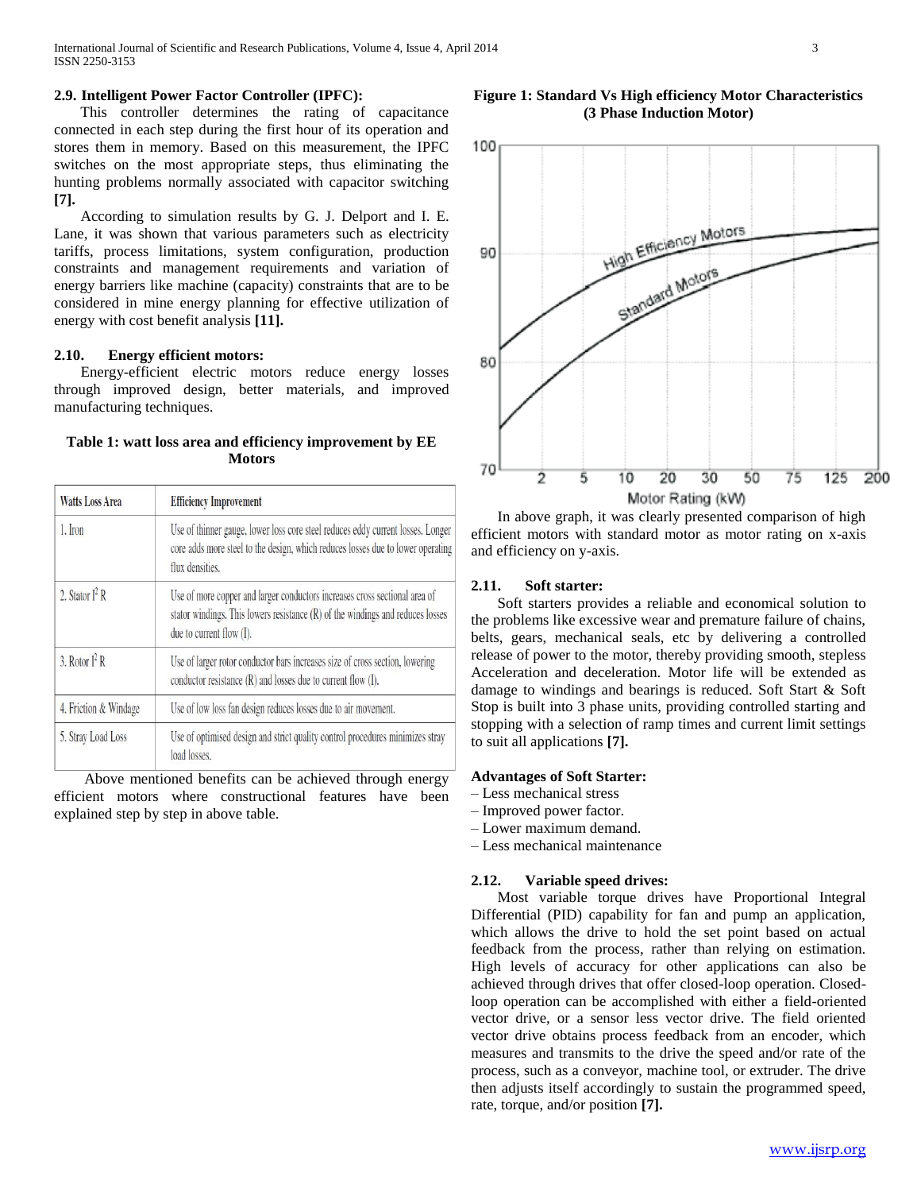### 2.9. Intelligent Power Factor Controller (IPFC):

This controller determines the rating of capacitance connected in each step during the first hour of its operation and stores them in memory. Based on this measurement, the IPFC switches on the most appropriate steps, thus eliminating the hunting problems normally associated with capacitor switching **[7].**

According to simulation results by G. J. Delport and I. E. Lane, it was shown that various parameters such as electricity tariffs, process limitations, system configuration, production constraints and management requirements and variation of energy barriers like machine (capacity) constraints that are to be considered in mine energy planning for effective utilization of energy with cost benefit analysis **[11].**

### 2.10. Energy efficient motors:

Energy-efficient electric motors reduce energy losses through improved design, better materials, and improved manufacturing techniques.

**Table 1: watt loss area and efficiency improvement by EE Motors**

| Watts Loss Area | Efficiency Improvement |
|---|---|
| 1. Iron | Use of thinner gauge, lower loss core steel reduces eddy current losses. Longer core adds more steel to the design, which reduces losses due to lower operating flux densities. |
| 2. Stator $I^2$ R | Use of more copper and larger conductors increases cross sectional area of stator windings. This lowers resistance (R) of the windings and reduces losses due to current flow (I). |
| 3. Rotor $I^2$ R | Use of larger rotor conductor bars increases size of cross section, lowering conductor resistance (R) and losses due to current flow (I). |
| 4. Friction & Windage | Use of low loss fan design reduces losses due to air movement. |
| 5. Stray Load Loss | Use of optimised design and strict quality control procedures minimizes stray load losses. |

Above mentioned benefits can be achieved through energy efficient motors where constructional features have been explained step by step in above table.

**Figure 1: Standard Vs High efficiency Motor Characteristics (3 Phase Induction Motor)**

In above graph, it was clearly presented comparison of high efficient motors with standard motor as motor rating on x-axis and efficiency on y-axis.

### 2.11. Soft starter:

Soft starters provides a reliable and economical solution to the problems like excessive wear and premature failure of chains, belts, gears, mechanical seals, etc by delivering a controlled release of power to the motor, thereby providing smooth, stepless Acceleration and deceleration. Motor life will be extended as damage to windings and bearings is reduced. Soft Start & Soft Stop is built into 3 phase units, providing controlled starting and stopping with a selection of ramp times and current limit settings to suit all applications **[7].**

**Advantages of Soft Starter:**

– Less mechanical stress
– Improved power factor.
– Lower maximum demand.
– Less mechanical maintenance

### 2.12. Variable speed drives:

Most variable torque drives have Proportional Integral Differential (PID) capability for fan and pump an application, which allows the drive to hold the set point based on actual feedback from the process, rather than relying on estimation. High levels of accuracy for other applications can also be achieved through drives that offer closed-loop operation. Closed-loop operation can be accomplished with either a field-oriented vector drive, or a sensor less vector drive. The field oriented vector drive obtains process feedback from an encoder, which measures and transmits to the drive the speed and/or rate of the process, such as a conveyor, machine tool, or extruder. The drive then adjusts itself accordingly to sustain the programmed speed, rate, torque, and/or position **[7].**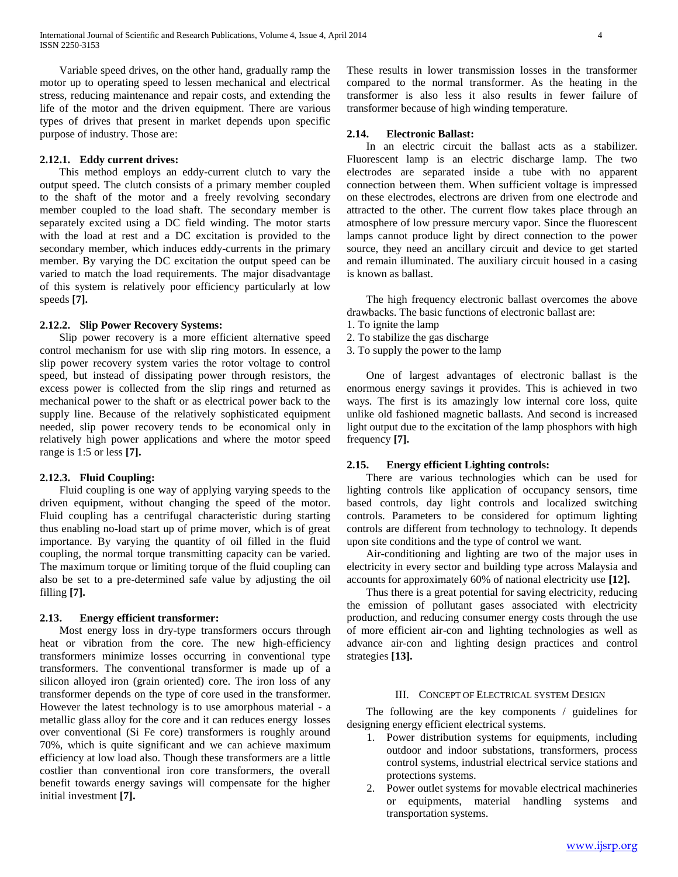Variable speed drives, on the other hand, gradually ramp the motor up to operating speed to lessen mechanical and electrical stress, reducing maintenance and repair costs, and extending the life of the motor and the driven equipment. There are various types of drives that present in market depends upon specific purpose of industry. Those are:

#### 2.12.1. Eddy current drives:

This method employs an eddy-current clutch to vary the output speed. The clutch consists of a primary member coupled to the shaft of the motor and a freely revolving secondary member coupled to the load shaft. The secondary member is separately excited using a DC field winding. The motor starts with the load at rest and a DC excitation is provided to the secondary member, which induces eddy-currents in the primary member. By varying the DC excitation the output speed can be varied to match the load requirements. The major disadvantage of this system is relatively poor efficiency particularly at low speeds **[7].**

#### 2.12.2. Slip Power Recovery Systems:

Slip power recovery is a more efficient alternative speed control mechanism for use with slip ring motors. In essence, a slip power recovery system varies the rotor voltage to control speed, but instead of dissipating power through resistors, the excess power is collected from the slip rings and returned as mechanical power to the shaft or as electrical power back to the supply line. Because of the relatively sophisticated equipment needed, slip power recovery tends to be economical only in relatively high power applications and where the motor speed range is 1:5 or less **[7].**

#### 2.12.3. Fluid Coupling:

Fluid coupling is one way of applying varying speeds to the driven equipment, without changing the speed of the motor. Fluid coupling has a centrifugal characteristic during starting thus enabling no-load start up of prime mover, which is of great importance. By varying the quantity of oil filled in the fluid coupling, the normal torque transmitting capacity can be varied. The maximum torque or limiting torque of the fluid coupling can also be set to a pre-determined safe value by adjusting the oil filling **[7].**

### 2.13. Energy efficient transformer:

Most energy loss in dry-type transformers occurs through heat or vibration from the core. The new high-efficiency transformers minimize losses occurring in conventional type transformers. The conventional transformer is made up of a silicon alloyed iron (grain oriented) core. The iron loss of any transformer depends on the type of core used in the transformer. However the latest technology is to use amorphous material - a metallic glass alloy for the core and it can reduces energy losses over conventional (Si Fe core) transformers is roughly around 70%, which is quite significant and we can achieve maximum efficiency at low load also. Though these transformers are a little costlier than conventional iron core transformers, the overall benefit towards energy savings will compensate for the higher initial investment **[7].**

These results in lower transmission losses in the transformer compared to the normal transformer. As the heating in the transformer is also less it also results in fewer failure of transformer because of high winding temperature.

### 2.14. Electronic Ballast:

In an electric circuit the ballast acts as a stabilizer. Fluorescent lamp is an electric discharge lamp. The two electrodes are separated inside a tube with no apparent connection between them. When sufficient voltage is impressed on these electrodes, electrons are driven from one electrode and attracted to the other. The current flow takes place through an atmosphere of low pressure mercury vapor. Since the fluorescent lamps cannot produce light by direct connection to the power source, they need an ancillary circuit and device to get started and remain illuminated. The auxiliary circuit housed in a casing is known as ballast.

The high frequency electronic ballast overcomes the above drawbacks. The basic functions of electronic ballast are:

1. To ignite the lamp
2. To stabilize the gas discharge
3. To supply the power to the lamp

One of largest advantages of electronic ballast is the enormous energy savings it provides. This is achieved in two ways. The first is its amazingly low internal core loss, quite unlike old fashioned magnetic ballasts. And second is increased light output due to the excitation of the lamp phosphors with high frequency **[7].**

### 2.15. Energy efficient Lighting controls:

There are various technologies which can be used for lighting controls like application of occupancy sensors, time based controls, day light controls and localized switching controls. Parameters to be considered for optimum lighting controls are different from technology to technology. It depends upon site conditions and the type of control we want.

Air-conditioning and lighting are two of the major uses in electricity in every sector and building type across Malaysia and accounts for approximately 60% of national electricity use **[12].**

Thus there is a great potential for saving electricity, reducing the emission of pollutant gases associated with electricity production, and reducing consumer energy costs through the use of more efficient air-con and lighting technologies as well as advance air-con and lighting design practices and control strategies **[13].**

## III. Concept of Electrical system Design

The following are the key components / guidelines for designing energy efficient electrical systems.

1. Power distribution systems for equipments, including outdoor and indoor substations, transformers, process control systems, industrial electrical service stations and protections systems.
2. Power outlet systems for movable electrical machineries or equipments, material handling systems and transportation systems.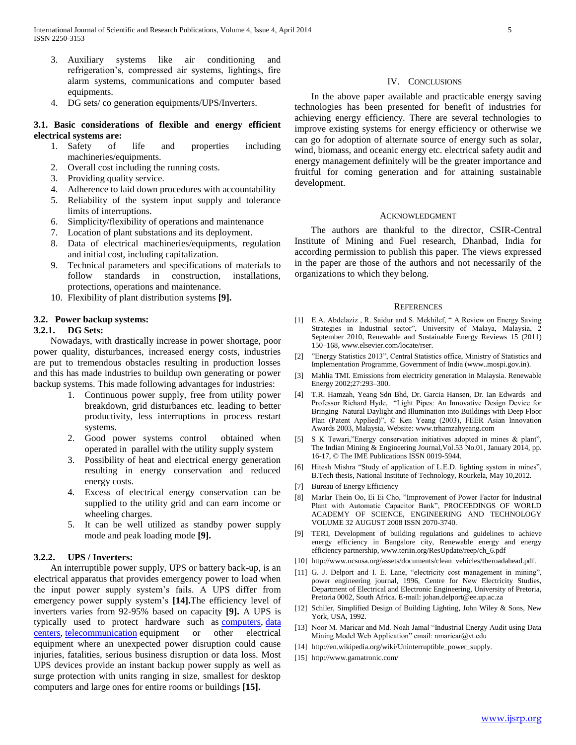3. Auxiliary systems like air conditioning and refrigeration's, compressed air systems, lightings, fire alarm systems, communications and computer based equipments.
4. DG sets/ co generation equipments/UPS/Inverters.

### 3.1. Basic considerations of flexible and energy efficient electrical systems are:

1. Safety of life and properties including machineries/equipments.
2. Overall cost including the running costs.
3. Providing quality service.
4. Adherence to laid down procedures with accountability
5. Reliability of the system input supply and tolerance limits of interruptions.
6. Simplicity/flexibility of operations and maintenance
7. Location of plant substations and its deployment.
8. Data of electrical machineries/equipments, regulation and initial cost, including capitalization.
9. Technical parameters and specifications of materials to follow standards in construction, installations, protections, operations and maintenance.
10. Flexibility of plant distribution systems **[9].**

### 3.2. Power backup systems:

#### 3.2.1. DG Sets:

Nowadays, with drastically increase in power shortage, poor power quality, disturbances, increased energy costs, industries are put to tremendous obstacles resulting in production losses and this has made industries to buildup own generating or power backup systems. This made following advantages for industries:

1. Continuous power supply, free from utility power breakdown, grid disturbances etc. leading to better productivity, less interruptions in process restart systems.
2. Good power systems control obtained when operated in parallel with the utility supply system
3. Possibility of heat and electrical energy generation resulting in energy conservation and reduced energy costs.
4. Excess of electrical energy conservation can be supplied to the utility grid and can earn income or wheeling charges.
5. It can be well utilized as standby power supply mode and peak loading mode **[9].**

#### 3.2.2. UPS / Inverters:

An interruptible power supply, UPS or battery back-up, is an electrical apparatus that provides emergency power to load when the input power supply system's fails. A UPS differ from emergency power supply system's **[14].**The efficiency level of inverters varies from 92-95% based on capacity **[9].** A UPS is typically used to protect hardware such as computers, data centers, telecommunication equipment or other electrical equipment where an unexpected power disruption could cause injuries, fatalities, serious business disruption or data loss. Most UPS devices provide an instant backup power supply as well as surge protection with units ranging in size, smallest for desktop computers and large ones for entire rooms or buildings **[15].**

## IV. Conclusions

In the above paper available and practicable energy saving technologies has been presented for benefit of industries for achieving energy efficiency. There are several technologies to improve existing systems for energy efficiency or otherwise we can go for adoption of alternate source of energy such as solar, wind, biomass, and oceanic energy etc. electrical safety audit and energy management definitely will be the greater importance and fruitful for coming generation and for attaining sustainable development.

## Acknowledgment

The authors are thankful to the director, CSIR-Central Institute of Mining and Fuel research, Dhanbad, India for according permission to publish this paper. The views expressed in the paper are those of the authors and not necessarily of the organizations to which they belong.

## References

[1] E.A. Abdelaziz , R. Saidur and S. Mekhilef, " A Review on Energy Saving Strategies in Industrial sector", University of Malaya, Malaysia, 2 September 2010, Renewable and Sustainable Energy Reviews 15 (2011) 150–168, www.elsevier.com/locate/rser.

[2] "Energy Statistics 2013", Central Statistics office, Ministry of Statistics and Implementation Programme, Government of India (www..mospi.gov.in).

[3] Mahlia TMI. Emissions from electricity generation in Malaysia. Renewable Energy 2002;27:293–300.

[4] T.R. Hamzah, Yeang Sdn Bhd, Dr. Garcia Hansen, Dr. Ian Edwards and Professor Richard Hyde, "Light Pipes: An Innovative Design Device for Bringing Natural Daylight and Illumination into Buildings with Deep Floor Plan (Patent Applied)", © Ken Yeang (2003), FEER Asian Innovation Awards 2003, Malaysia, Website: www.trhamzahyeang.com

[5] S K Tewari,"Energy conservation initiatives adopted in mines & plant", The Indian Mining & Engineering Journal,Vol.53 No.01, January 2014, pp. 16-17, © The IME Publications ISSN 0019-5944.

[6] Hitesh Mishra "Study of application of L.E.D. lighting system in mines", B.Tech thesis, National Institute of Technology, Rourkela, May 10,2012.

[7] Bureau of Energy Efficiency

[8] Marlar Thein Oo, Ei Ei Cho, "Improvement of Power Factor for Industrial Plant with Automatic Capacitor Bank", PROCEEDINGS OF WORLD ACADEMY OF SCIENCE, ENGINEERING AND TECHNOLOGY VOLUME 32 AUGUST 2008 ISSN 2070-3740.

[9] TERI, Development of building regulations and guidelines to achieve energy efficiency in Bangalore city, Renewable energy and energy efficiency partnership, www.teriin.org/ResUpdate/reep/ch_6.pdf

[10] http://www.ucsusa.org/assets/documents/clean_vehicles/theroadahead.pdf.

[11] G. J. Delport and I. E. Lane, "electricity cost management in mining", power engineering journal, 1996, Centre for New Electricity Studies, Department of Electrical and Electronic Engineering, University of Pretoria, Pretoria 0002, South Africa. E-mail: johan.delport@ee.up.ac.za

[12] Schiler, Simplified Design of Building Lighting, John Wiley & Sons, New York, USA, 1992.

[13] Noor M. Maricar and Md. Noah Jamal "Industrial Energy Audit using Data Mining Model Web Application" email: nmaricar@vt.edu

[14] http://en.wikipedia.org/wiki/Uninterruptible_power_supply.

[15] http://www.gamatronic.com/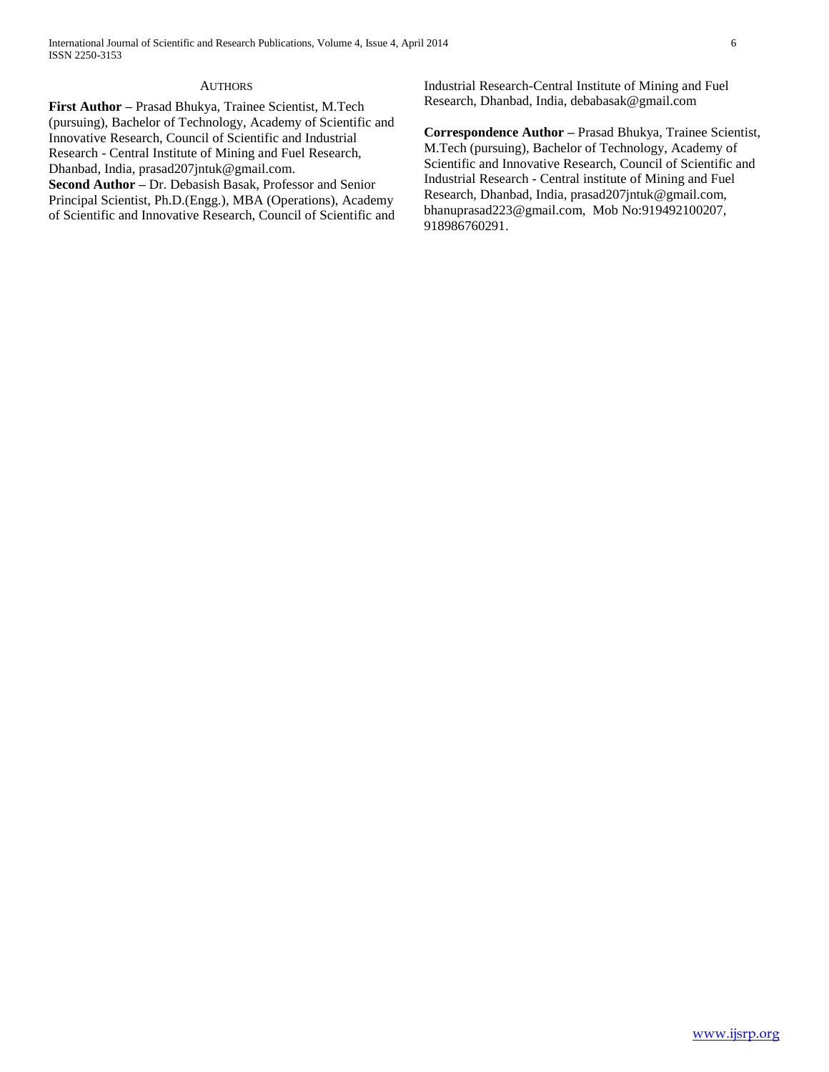## Authors

**First Author –** Prasad Bhukya, Trainee Scientist, M.Tech (pursuing), Bachelor of Technology, Academy of Scientific and Innovative Research, Council of Scientific and Industrial Research - Central Institute of Mining and Fuel Research, Dhanbad, India, prasad207jntuk@gmail.com.

**Second Author –** Dr. Debasish Basak, Professor and Senior Principal Scientist, Ph.D.(Engg.), MBA (Operations), Academy of Scientific and Innovative Research, Council of Scientific and Industrial Research-Central Institute of Mining and Fuel Research, Dhanbad, India, debabasak@gmail.com

**Correspondence Author –** Prasad Bhukya, Trainee Scientist, M.Tech (pursuing), Bachelor of Technology, Academy of Scientific and Innovative Research, Council of Scientific and Industrial Research - Central institute of Mining and Fuel Research, Dhanbad, India, prasad207jntuk@gmail.com, bhanuprasad223@gmail.com, Mob No:919492100207, 918986760291.